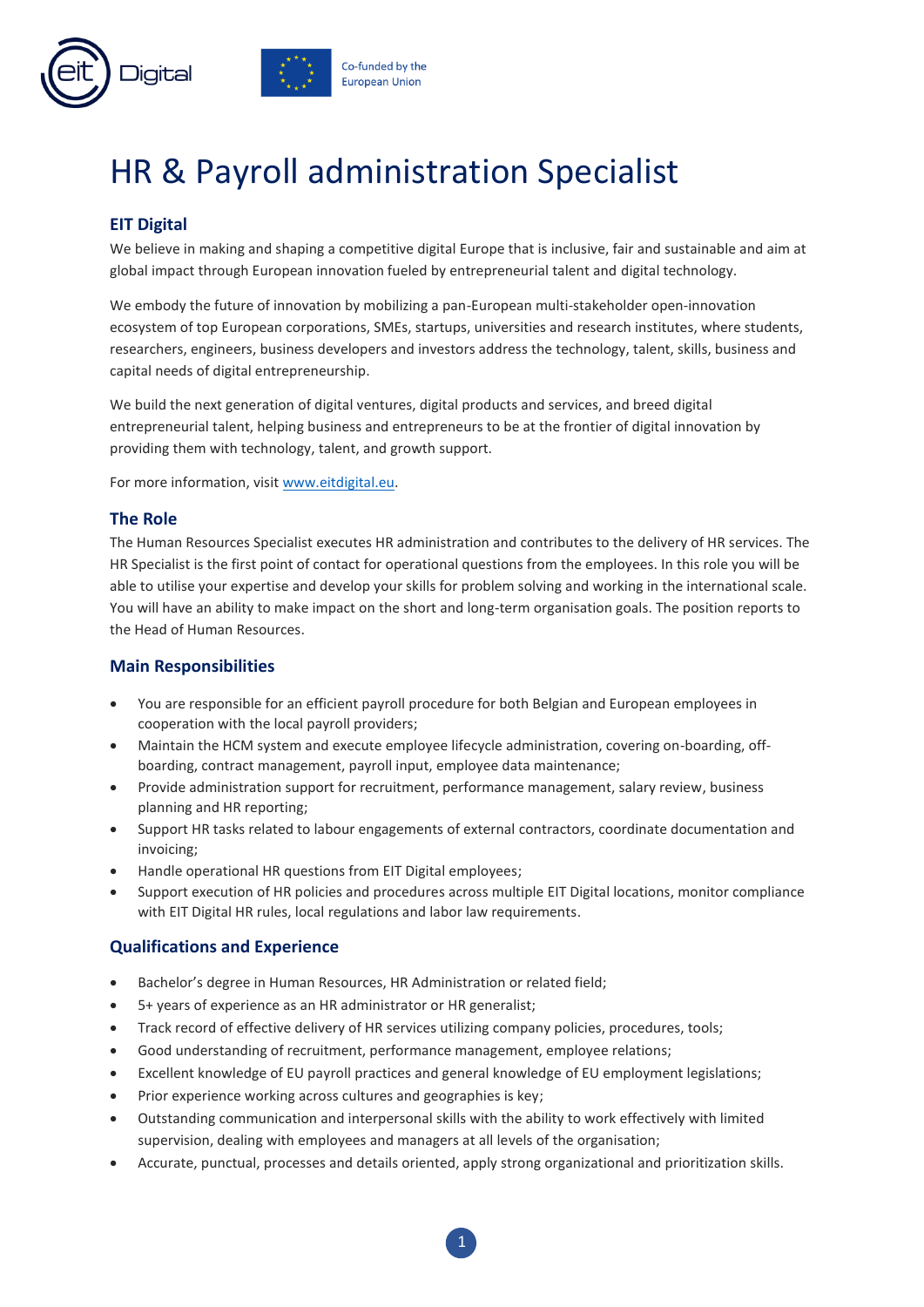# HR & Payroll administration Specialist

## EIT Digital

We believe in making and shaping a competitive digital Europe that is inclusive, fair and sustainable and aim at global impact through European innovation fueled by entrepreneurial talent and digital technology.

We embody the future of innovation by mobilizing a pan-European multi-stakeholder open-innovation ecosystem of top European corporations, SMEs, startups, universities and research institutes, where students, researchers, engineers, business developers and investors address the technology, talent, skills, business and capital needs of digital entrepreneurship.

We build the next generation of digital ventures, digital products and services, and breed digital entrepreneurial talent, helping business and entrepreneurs to be at the frontier of digital innovation by providing them with technology, talent, and growth support.

For more information, visit [www.eitdigital.eu](www.eitdigital.eu).

## The Role

The Human Resources Specialist executes HR administration and contributes to the delivery of HR services. The HR Specialist is the first point of contact for operational questions from the employees. In this role you will be able to utilise your expertise and develop your skills for problem solving and working in the international scale. You will have an ability to make impact on the short and long-term organisation goals. The position reports to the Head of Human Resources.

## Main Responsibilities

- You are responsible for an efficient payroll procedure for both Belgian and European employees in cooperation with the local payroll providers;
- Maintain the HCM system and execute employee lifecycle administration, covering on-boarding, off-boarding, contract management, payroll input, employee data maintenance;
- Provide administration support for recruitment, performance management, salary review, business planning and HR reporting;
- Support HR tasks related to labour engagements of external contractors, coordinate documentation and invoicing;
- Handle operational HR questions from EIT Digital employees;
- Support execution of HR policies and procedures across multiple EIT Digital locations, monitor compliance with EIT Digital HR rules, local regulations and labor law requirements.

## Qualifications and Experience

- Bachelor's degree in Human Resources, HR Administration or related field;
- 5+ years of experience as an HR administrator or HR generalist;
- Track record of effective delivery of HR services utilizing company policies, procedures, tools;
- Good understanding of recruitment, performance management, employee relations;
- Excellent knowledge of EU payroll practices and general knowledge of EU employment legislations;
- Prior experience working across cultures and geographies is key;
- Outstanding communication and interpersonal skills with the ability to work effectively with limited supervision, dealing with employees and managers at all levels of the organisation;
- Accurate, punctual, processes and details oriented, apply strong organizational and prioritization skills.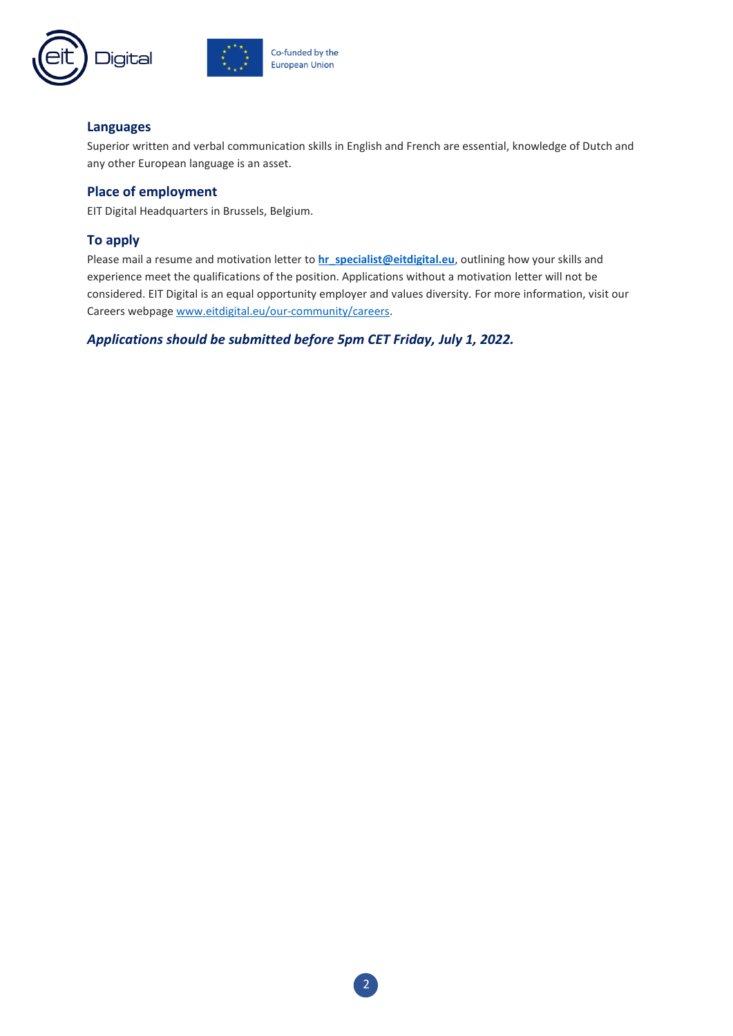## Languages

Superior written and verbal communication skills in English and French are essential, knowledge of Dutch and any other European language is an asset.

## Place of employment

EIT Digital Headquarters in Brussels, Belgium.

## To apply

Please mail a resume and motivation letter to **hr_specialist@eitdigital.eu**, outlining how your skills and experience meet the qualifications of the position. Applications without a motivation letter will not be considered. EIT Digital is an equal opportunity employer and values diversity. For more information, visit our Careers webpage www.eitdigital.eu/our-community/careers.

***Applications should be submitted before 5pm CET Friday, July 1, 2022.***